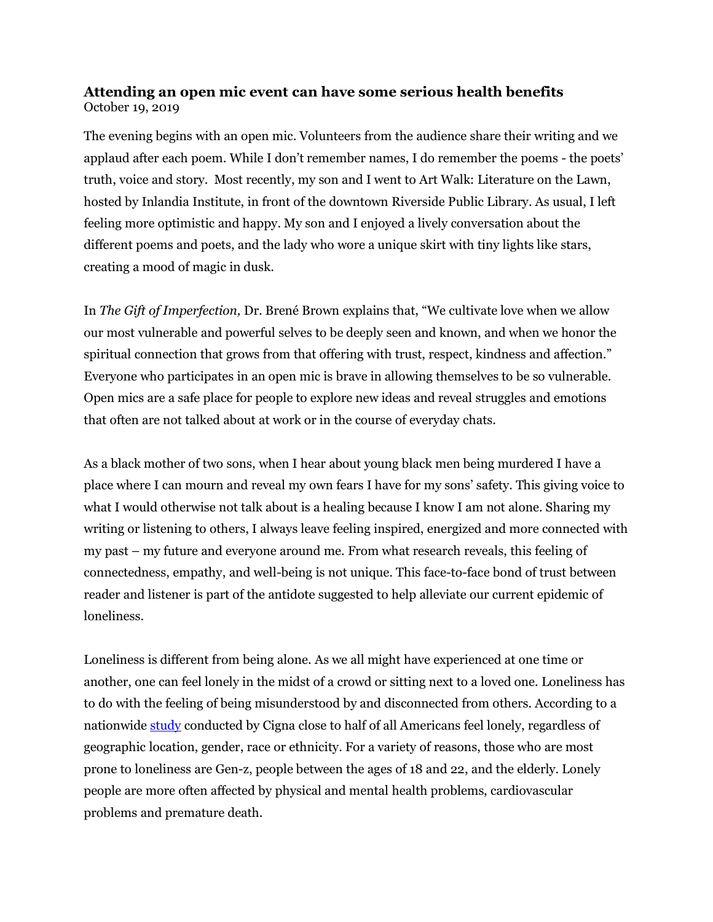# Attending an open mic event can have some serious health benefits

October 19, 2019

The evening begins with an open mic. Volunteers from the audience share their writing and we applaud after each poem. While I don't remember names, I do remember the poems - the poets' truth, voice and story. Most recently, my son and I went to Art Walk: Literature on the Lawn, hosted by Inlandia Institute, in front of the downtown Riverside Public Library. As usual, I left feeling more optimistic and happy. My son and I enjoyed a lively conversation about the different poems and poets, and the lady who wore a unique skirt with tiny lights like stars, creating a mood of magic in dusk.

In *The Gift of Imperfection,* Dr. Brené Brown explains that, "We cultivate love when we allow our most vulnerable and powerful selves to be deeply seen and known, and when we honor the spiritual connection that grows from that offering with trust, respect, kindness and affection." Everyone who participates in an open mic is brave in allowing themselves to be so vulnerable. Open mics are a safe place for people to explore new ideas and reveal struggles and emotions that often are not talked about at work or in the course of everyday chats.

As a black mother of two sons, when I hear about young black men being murdered I have a place where I can mourn and reveal my own fears I have for my sons' safety. This giving voice to what I would otherwise not talk about is a healing because I know I am not alone. Sharing my writing or listening to others, I always leave feeling inspired, energized and more connected with my past – my future and everyone around me. From what research reveals, this feeling of connectedness, empathy, and well-being is not unique. This face-to-face bond of trust between reader and listener is part of the antidote suggested to help alleviate our current epidemic of loneliness.

Loneliness is different from being alone. As we all might have experienced at one time or another, one can feel lonely in the midst of a crowd or sitting next to a loved one. Loneliness has to do with the feeling of being misunderstood by and disconnected from others. According to a nationwide study conducted by Cigna close to half of all Americans feel lonely, regardless of geographic location, gender, race or ethnicity. For a variety of reasons, those who are most prone to loneliness are Gen-z, people between the ages of 18 and 22, and the elderly. Lonely people are more often affected by physical and mental health problems, cardiovascular problems and premature death.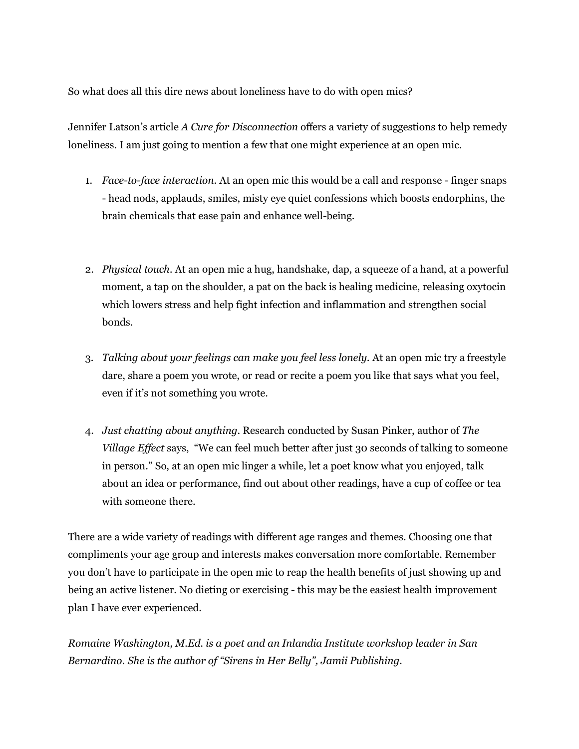So what does all this dire news about loneliness have to do with open mics?

Jennifer Latson's article *A Cure for Disconnection* offers a variety of suggestions to help remedy loneliness. I am just going to mention a few that one might experience at an open mic.

1. *Face-to-face interaction*. At an open mic this would be a call and response - finger snaps - head nods, applauds, smiles, misty eye quiet confessions which boosts endorphins, the brain chemicals that ease pain and enhance well-being.

2. *Physical touch*. At an open mic a hug, handshake, dap, a squeeze of a hand, at a powerful moment, a tap on the shoulder, a pat on the back is healing medicine, releasing oxytocin which lowers stress and help fight infection and inflammation and strengthen social bonds.

3. *Talking about your feelings can make you feel less lonely*. At an open mic try a freestyle dare, share a poem you wrote, or read or recite a poem you like that says what you feel, even if it's not something you wrote.

4. *Just chatting about anything*. Research conducted by Susan Pinker, author of *The Village Effect* says, "We can feel much better after just 30 seconds of talking to someone in person." So, at an open mic linger a while, let a poet know what you enjoyed, talk about an idea or performance, find out about other readings, have a cup of coffee or tea with someone there.

There are a wide variety of readings with different age ranges and themes. Choosing one that compliments your age group and interests makes conversation more comfortable. Remember you don't have to participate in the open mic to reap the health benefits of just showing up and being an active listener. No dieting or exercising - this may be the easiest health improvement plan I have ever experienced.

*Romaine Washington, M.Ed. is a poet and an Inlandia Institute workshop leader in San Bernardino. She is the author of "Sirens in Her Belly", Jamii Publishing.*